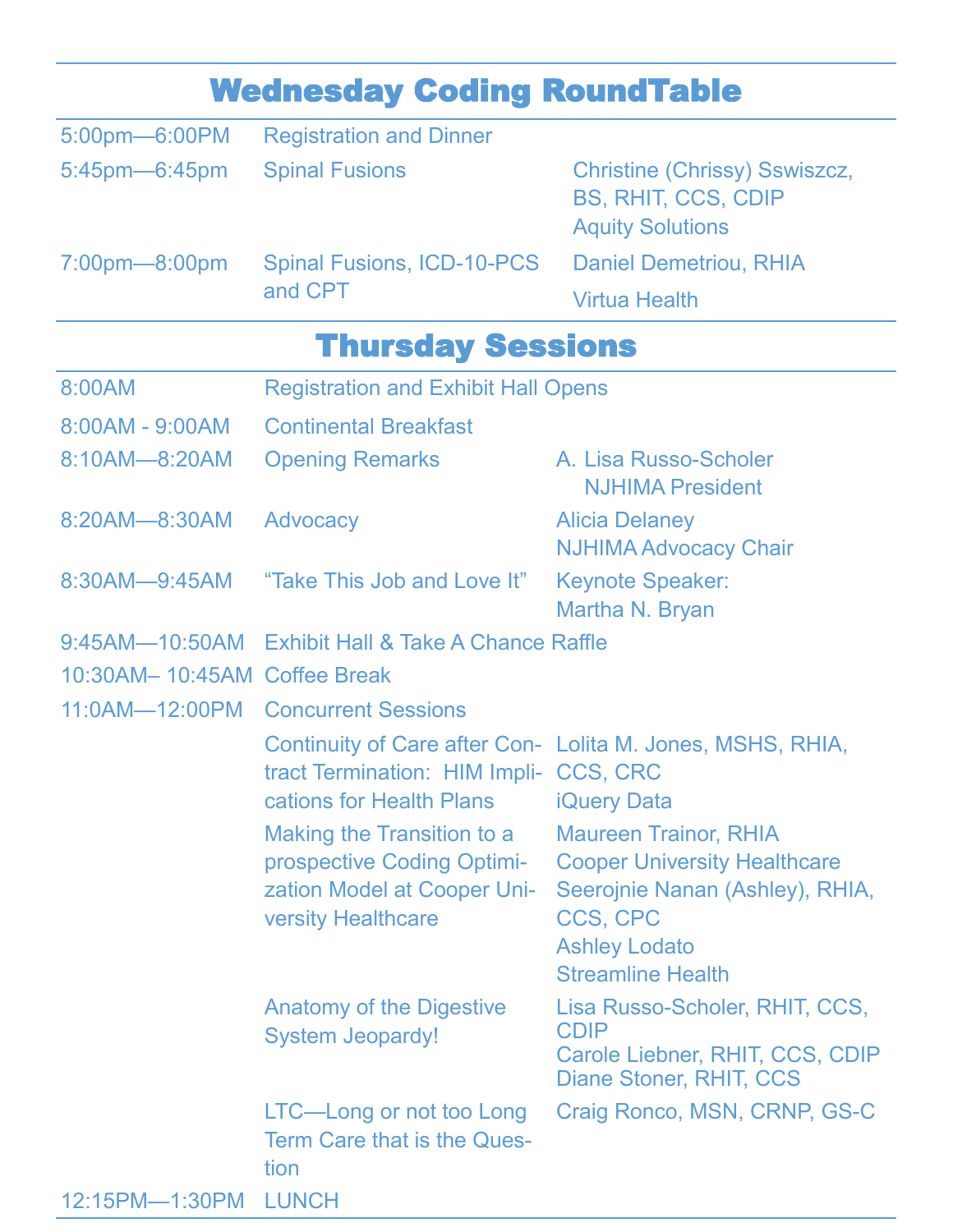## Wednesday Coding RoundTable

| | | |
|---|---|---|
| 5:00pm—6:00PM | Registration and Dinner | |
| 5:45pm—6:45pm | Spinal Fusions | Christine (Chrissy) Sswiszcz, BS, RHIT, CCS, CDIP<br>Aquity Solutions |
| 7:00pm—8:00pm | Spinal Fusions, ICD-10-PCS and CPT | Daniel Demetriou, RHIA<br>Virtua Health |

## Thursday Sessions

| | | |
|---|---|---|
| 8:00AM | Registration and Exhibit Hall Opens | |
| 8:00AM - 9:00AM | Continental Breakfast | |
| 8:10AM—8:20AM | Opening Remarks | A. Lisa Russo-Scholer<br>NJHIMA President |
| 8:20AM—8:30AM | Advocacy | Alicia Delaney<br>NJHIMA Advocacy Chair |
| 8:30AM—9:45AM | "Take This Job and Love It" | Keynote Speaker:<br>Martha N. Bryan |
| 9:45AM—10:50AM | Exhibit Hall & Take A Chance Raffle | |
| 10:30AM– 10:45AM | Coffee Break | |
| 11:0AM—12:00PM | Concurrent Sessions | |
| | Continuity of Care after Contract Termination: HIM Implications for Health Plans | Lolita M. Jones, MSHS, RHIA, CCS, CRC<br>iQuery Data |
| | Making the Transition to a prospective Coding Optimization Model at Cooper University Healthcare | Maureen Trainor, RHIA<br>Cooper University Healthcare<br>Seerojnie Nanan (Ashley), RHIA, CCS, CPC<br>Ashley Lodato<br>Streamline Health |
| | Anatomy of the Digestive System Jeopardy! | Lisa Russo-Scholer, RHIT, CCS, CDIP<br>Carole Liebner, RHIT, CCS, CDIP<br>Diane Stoner, RHIT, CCS |
| | LTC—Long or not too Long Term Care that is the Question | Craig Ronco, MSN, CRNP, GS-C |
| 12:15PM—1:30PM | LUNCH | |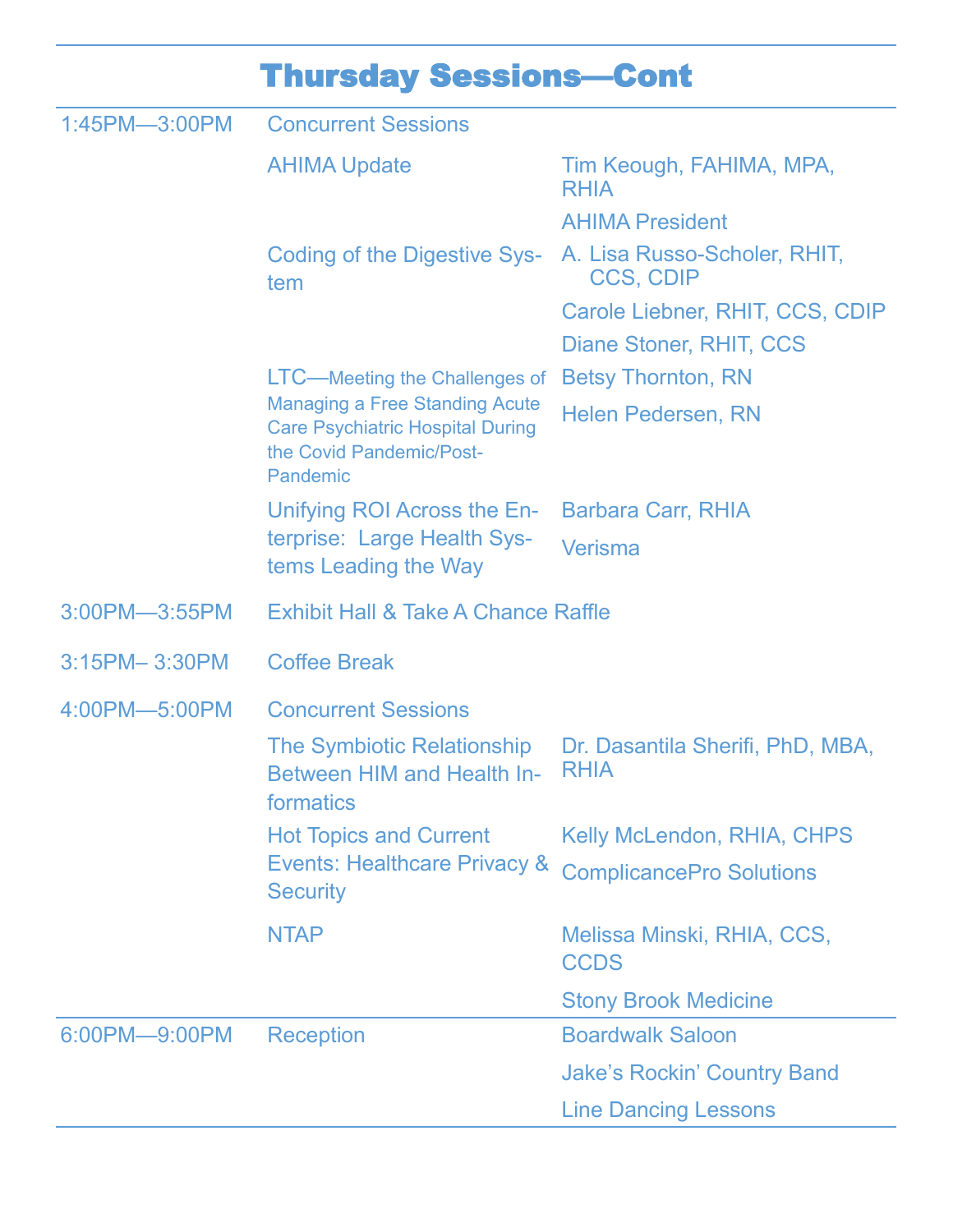# Thursday Sessions—Cont

| Time | Session | Speaker / Details |
|---|---|---|
| 1:45PM—3:00PM | Concurrent Sessions | |
| | AHIMA Update | Tim Keough, FAHIMA, MPA, RHIA<br>AHIMA President |
| | Coding of the Digestive System | A. Lisa Russo-Scholer, RHIT, CCS, CDIP<br>Carole Liebner, RHIT, CCS, CDIP<br>Diane Stoner, RHIT, CCS |
| | LTC—Meeting the Challenges of Managing a Free Standing Acute Care Psychiatric Hospital During the Covid Pandemic/Post-Pandemic | Betsy Thornton, RN<br>Helen Pedersen, RN |
| | Unifying ROI Across the Enterprise: Large Health Systems Leading the Way | Barbara Carr, RHIA<br>Verisma |
| 3:00PM—3:55PM | Exhibit Hall & Take A Chance Raffle | |
| 3:15PM– 3:30PM | Coffee Break | |
| 4:00PM—5:00PM | Concurrent Sessions | |
| | The Symbiotic Relationship Between HIM and Health Informatics | Dr. Dasantila Sherifi, PhD, MBA, RHIA |
| | Hot Topics and Current Events: Healthcare Privacy & Security | Kelly McLendon, RHIA, CHPS<br>ComplicancePro Solutions |
| | NTAP | Melissa Minski, RHIA, CCS, CCDS<br>Stony Brook Medicine |
| 6:00PM—9:00PM | Reception | Boardwalk Saloon<br>Jake's Rockin' Country Band<br>Line Dancing Lessons |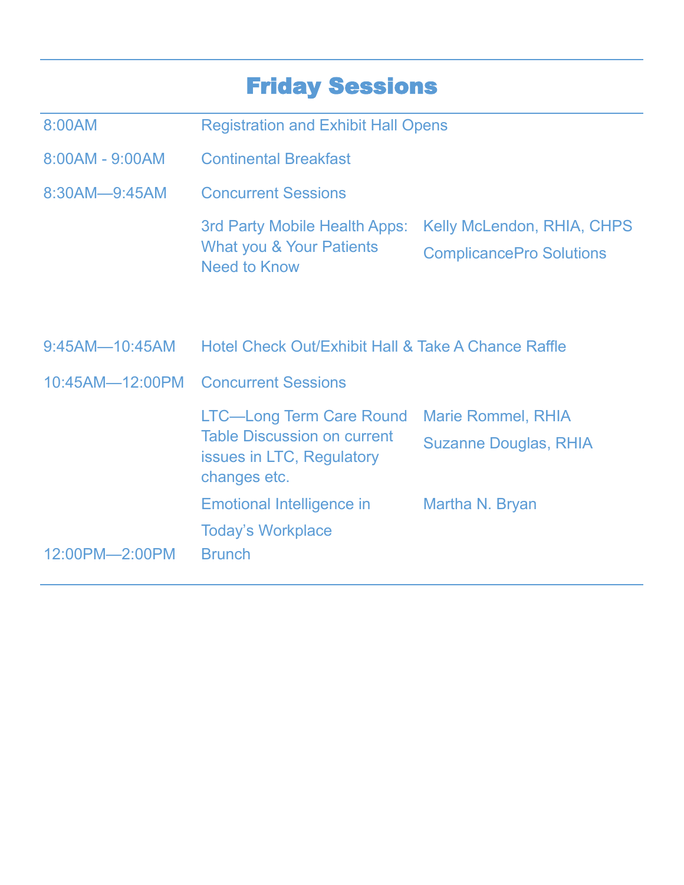## Friday Sessions

| | | |
|---|---|---|
| 8:00AM | Registration and Exhibit Hall Opens | |
| 8:00AM - 9:00AM | Continental Breakfast | |
| 8:30AM—9:45AM | Concurrent Sessions | |
| | 3rd Party Mobile Health Apps: What you & Your Patients Need to Know | Kelly McLendon, RHIA, CHPS<br>ComplicancePro Solutions |
| 9:45AM—10:45AM | Hotel Check Out/Exhibit Hall & Take A Chance Raffle | |
| 10:45AM—12:00PM | Concurrent Sessions | |
| | LTC—Long Term Care Round Table Discussion on current issues in LTC, Regulatory changes etc. | Marie Rommel, RHIA<br>Suzanne Douglas, RHIA |
| | Emotional Intelligence in Today's Workplace | Martha N. Bryan |
| 12:00PM—2:00PM | Brunch | |